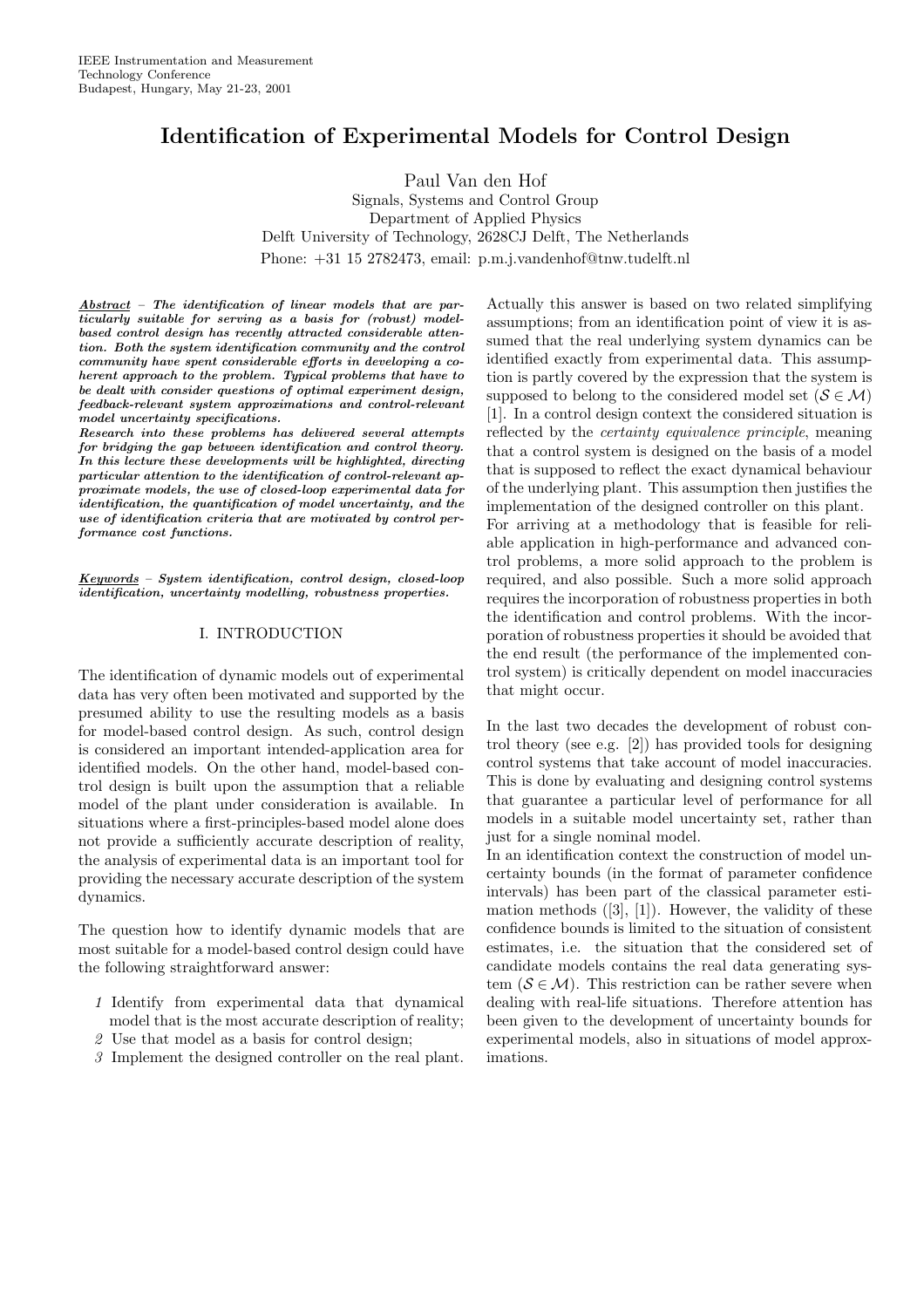IEEE Instrumentation and Measurement
Technology Conference
Budapest, Hungary, May 21-23, 2001

# Identification of Experimental Models for Control Design

Paul Van den Hof
Signals, Systems and Control Group
Department of Applied Physics
Delft University of Technology, 2628CJ Delft, The Netherlands
Phone: +31 15 2782473, email: p.m.j.vandenhof@tnw.tudelft.nl

***Abstract*** – ***The identification of linear models that are particularly suitable for serving as a basis for (robust) model-based control design has recently attracted considerable attention. Both the system identification community and the control community have spent considerable efforts in developing a coherent approach to the problem. Typical problems that have to be dealt with consider questions of optimal experiment design, feedback-relevant system approximations and control-relevant model uncertainty specifications.***
***Research into these problems has delivered several attempts for bridging the gap between identification and control theory. In this lecture these developments will be highlighted, directing particular attention to the identification of control-relevant approximate models, the use of closed-loop experimental data for identification, the quantification of model uncertainty, and the use of identification criteria that are motivated by control performance cost functions.***

***Keywords*** – ***System identification, control design, closed-loop identification, uncertainty modelling, robustness properties.***

## I. INTRODUCTION

The identification of dynamic models out of experimental data has very often been motivated and supported by the presumed ability to use the resulting models as a basis for model-based control design. As such, control design is considered an important intended-application area for identified models. On the other hand, model-based control design is built upon the assumption that a reliable model of the plant under consideration is available. In situations where a first-principles-based model alone does not provide a sufficiently accurate description of reality, the analysis of experimental data is an important tool for providing the necessary accurate description of the system dynamics.

The question how to identify dynamic models that are most suitable for a model-based control design could have the following straightforward answer:

1. Identify from experimental data that dynamical model that is the most accurate description of reality;
2. Use that model as a basis for control design;
3. Implement the designed controller on the real plant.

Actually this answer is based on two related simplifying assumptions; from an identification point of view it is assumed that the real underlying system dynamics can be identified exactly from experimental data. This assumption is partly covered by the expression that the system is supposed to belong to the considered model set ($\mathcal{S} \in \mathcal{M}$) [1]. In a control design context the considered situation is reflected by the *certainty equivalence principle*, meaning that a control system is designed on the basis of a model that is supposed to reflect the exact dynamical behaviour of the underlying plant. This assumption then justifies the implementation of the designed controller on this plant.
For arriving at a methodology that is feasible for reliable application in high-performance and advanced control problems, a more solid approach to the problem is required, and also possible. Such a more solid approach requires the incorporation of robustness properties in both the identification and control problems. With the incorporation of robustness properties it should be avoided that the end result (the performance of the implemented control system) is critically dependent on model inaccuracies that might occur.

In the last two decades the development of robust control theory (see e.g. [2]) has provided tools for designing control systems that take account of model inaccuracies. This is done by evaluating and designing control systems that guarantee a particular level of performance for all models in a suitable model uncertainty set, rather than just for a single nominal model.
In an identification context the construction of model uncertainty bounds (in the format of parameter confidence intervals) has been part of the classical parameter estimation methods ([3], [1]). However, the validity of these confidence bounds is limited to the situation of consistent estimates, i.e. the situation that the considered set of candidate models contains the real data generating system ($\mathcal{S} \in \mathcal{M}$). This restriction can be rather severe when dealing with real-life situations. Therefore attention has been given to the development of uncertainty bounds for experimental models, also in situations of model approximations.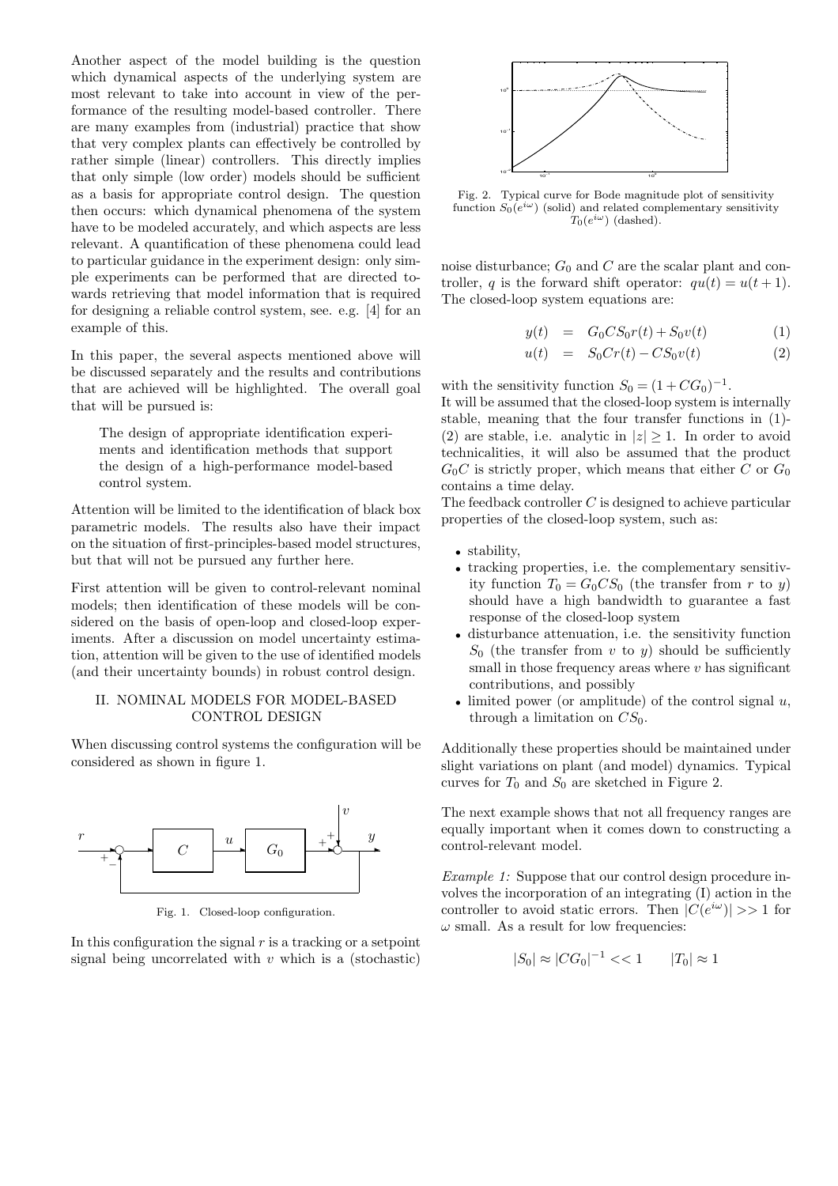Another aspect of the model building is the question which dynamical aspects of the underlying system are most relevant to take into account in view of the performance of the resulting model-based controller. There are many examples from (industrial) practice that show that very complex plants can effectively be controlled by rather simple (linear) controllers. This directly implies that only simple (low order) models should be sufficient as a basis for appropriate control design. The question then occurs: which dynamical phenomena of the system have to be modeled accurately, and which aspects are less relevant. A quantification of these phenomena could lead to particular guidance in the experiment design: only simple experiments can be performed that are directed towards retrieving that model information that is required for designing a reliable control system, see. e.g. [4] for an example of this.

In this paper, the several aspects mentioned above will be discussed separately and the results and contributions that are achieved will be highlighted. The overall goal that will be pursued is:

> The design of appropriate identification experiments and identification methods that support the design of a high-performance model-based control system.

Attention will be limited to the identification of black box parametric models. The results also have their impact on the situation of first-principles-based model structures, but that will not be pursued any further here.

First attention will be given to control-relevant nominal models; then identification of these models will be considered on the basis of open-loop and closed-loop experiments. After a discussion on model uncertainty estimation, attention will be given to the use of identified models (and their uncertainty bounds) in robust control design.

## II. NOMINAL MODELS FOR MODEL-BASED CONTROL DESIGN

When discussing control systems the configuration will be considered as shown in figure 1.

Fig. 1. Closed-loop configuration.

In this configuration the signal $r$ is a tracking or a setpoint signal being uncorrelated with $v$ which is a (stochastic) noise disturbance; $G_0$ and $C$ are the scalar plant and controller, $q$ is the forward shift operator: $qu(t) = u(t+1)$. The closed-loop system equations are:

$$y(t) = G_0 C S_0 r(t) + S_0 v(t) \tag{1}$$

$$u(t) = S_0 C r(t) - C S_0 v(t) \tag{2}$$

with the sensitivity function $S_0 = (1 + CG_0)^{-1}$.

It will be assumed that the closed-loop system is internally stable, meaning that the four transfer functions in (1)-(2) are stable, i.e. analytic in $|z| \geq 1$. In order to avoid technicalities, it will also be assumed that the product $G_0 C$ is strictly proper, which means that either $C$ or $G_0$ contains a time delay.

The feedback controller $C$ is designed to achieve particular properties of the closed-loop system, such as:

- stability,
- tracking properties, i.e. the complementary sensitivity function $T_0 = G_0 C S_0$ (the transfer from $r$ to $y$) should have a high bandwidth to guarantee a fast response of the closed-loop system
- disturbance attenuation, i.e. the sensitivity function $S_0$ (the transfer from $v$ to $y$) should be sufficiently small in those frequency areas where $v$ has significant contributions, and possibly
- limited power (or amplitude) of the control signal $u$, through a limitation on $CS_0$.

Additionally these properties should be maintained under slight variations on plant (and model) dynamics. Typical curves for $T_0$ and $S_0$ are sketched in Figure 2.

Fig. 2. Typical curve for Bode magnitude plot of sensitivity function $S_0(e^{i\omega})$ (solid) and related complementary sensitivity $T_0(e^{i\omega})$ (dashed).

The next example shows that not all frequency ranges are equally important when it comes down to constructing a control-relevant model.

*Example 1:* Suppose that our control design procedure involves the incorporation of an integrating (I) action in the controller to avoid static errors. Then $|C(e^{i\omega})| >> 1$ for $\omega$ small. As a result for low frequencies:

$$|S_0| \approx |CG_0|^{-1} << 1 \qquad |T_0| \approx 1$$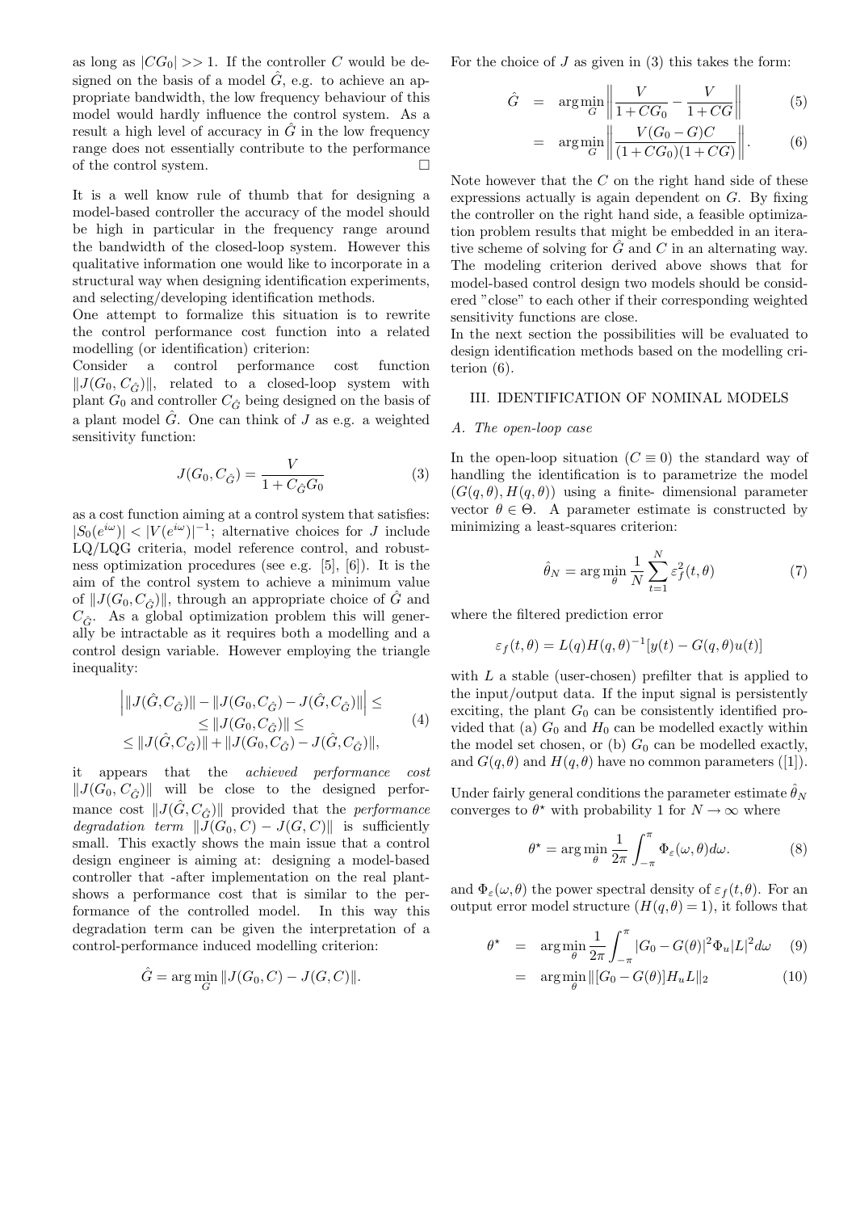as long as $|CG_0| >> 1$. If the controller $C$ would be designed on the basis of a model $\hat{G}$, e.g. to achieve an appropriate bandwidth, the low frequency behaviour of this model would hardly influence the control system. As a result a high level of accuracy in $\hat{G}$ in the low frequency range does not essentially contribute to the performance of the control system. $\square$

It is a well know rule of thumb that for designing a model-based controller the accuracy of the model should be high in particular in the frequency range around the bandwidth of the closed-loop system. However this qualitative information one would like to incorporate in a structural way when designing identification experiments, and selecting/developing identification methods.

One attempt to formalize this situation is to rewrite the control performance cost function into a related modelling (or identification) criterion:

Consider a control performance cost function $\|J(G_0, C_{\hat{G}})\|$, related to a closed-loop system with plant $G_0$ and controller $C_{\hat{G}}$ being designed on the basis of a plant model $\hat{G}$. One can think of $J$ as e.g. a weighted sensitivity function:

$$J(G_0, C_{\hat{G}}) = \frac{V}{1 + C_{\hat{G}} G_0} \tag{3}$$

as a cost function aiming at a control system that satisfies: $|S_0(e^{i\omega})| < |V(e^{i\omega})|^{-1}$; alternative choices for $J$ include LQ/LQG criteria, model reference control, and robustness optimization procedures (see e.g. [5], [6]). It is the aim of the control system to achieve a minimum value of $\|J(G_0, C_{\hat{G}})\|$, through an appropriate choice of $\hat{G}$ and $C_{\hat{G}}$. As a global optimization problem this will generally be intractable as it requires both a modelling and a control design variable. However employing the triangle inequality:

$$\begin{aligned}
\Big| \|J(\hat{G}, C_{\hat{G}})\| - \|J(G_0, C_{\hat{G}}) - J(\hat{G}, C_{\hat{G}})\| \Big| &\leq \\
\leq \|J(G_0, C_{\hat{G}})\| &\leq \\
\leq \|J(\hat{G}, C_{\hat{G}})\| + \|J(G_0, C_{\hat{G}}) - J(\hat{G}, C_{\hat{G}})\|&,
\end{aligned} \tag{4}$$

it appears that the *achieved performance cost* $\|J(G_0, C_{\hat{G}})\|$ will be close to the designed performance cost $\|J(\hat{G}, C_{\hat{G}})\|$ provided that the *performance degradation term* $\|J(G_0, C) - J(G, C)\|$ is sufficiently small. This exactly shows the main issue that a control design engineer is aiming at: designing a model-based controller that -after implementation on the real plant-shows a performance cost that is similar to the performance of the controlled model. In this way this degradation term can be given the interpretation of a control-performance induced modelling criterion:

$$\hat{G} = \arg\min_{G} \|J(G_0, C) - J(G, C)\|.$$

For the choice of $J$ as given in (3) this takes the form:

$$\begin{aligned}
\hat{G} &= \arg\min_{G} \left\| \frac{V}{1 + CG_0} - \frac{V}{1 + CG} \right\| &(5)\\
&= \arg\min_{G} \left\| \frac{V(G_0 - G)C}{(1 + CG_0)(1 + CG)} \right\|. &(6)
\end{aligned}$$

Note however that the $C$ on the right hand side of these expressions actually is again dependent on $G$. By fixing the controller on the right hand side, a feasible optimization problem results that might be embedded in an iterative scheme of solving for $\hat{G}$ and $C$ in an alternating way. The modeling criterion derived above shows that for model-based control design two models should be considered "close" to each other if their corresponding weighted sensitivity functions are close.

In the next section the possibilities will be evaluated to design identification methods based on the modelling criterion (6).

## III. IDENTIFICATION OF NOMINAL MODELS

### A. The open-loop case

In the open-loop situation ($C \equiv 0$) the standard way of handling the identification is to parametrize the model $(G(q, \theta), H(q, \theta))$ using a finite- dimensional parameter vector $\theta \in \Theta$. A parameter estimate is constructed by minimizing a least-squares criterion:

$$\hat{\theta}_N = \arg\min_{\theta} \frac{1}{N} \sum_{t=1}^{N} \varepsilon_f^2(t, \theta) \tag{7}$$

where the filtered prediction error

$$\varepsilon_f(t, \theta) = L(q) H(q, \theta)^{-1} [y(t) - G(q, \theta) u(t)]$$

with $L$ a stable (user-chosen) prefilter that is applied to the input/output data. If the input signal is persistently exciting, the plant $G_0$ can be consistently identified provided that (a) $G_0$ and $H_0$ can be modelled exactly within the model set chosen, or (b) $G_0$ can be modelled exactly, and $G(q, \theta)$ and $H(q, \theta)$ have no common parameters ([1]).

Under fairly general conditions the parameter estimate $\hat{\theta}_N$ converges to $\theta^\star$ with probability 1 for $N \to \infty$ where

$$\theta^\star = \arg\min_{\theta} \frac{1}{2\pi} \int_{-\pi}^{\pi} \Phi_\varepsilon(\omega, \theta) d\omega. \tag{8}$$

and $\Phi_\varepsilon(\omega, \theta)$ the power spectral density of $\varepsilon_f(t, \theta)$. For an output error model structure ($H(q, \theta) = 1$), it follows that

$$\begin{aligned}
\theta^\star &= \arg\min_{\theta} \frac{1}{2\pi} \int_{-\pi}^{\pi} |G_0 - G(\theta)|^2 \Phi_u |L|^2 d\omega &(9)\\
&= \arg\min_{\theta} \|[G_0 - G(\theta)] H_u L\|_2 &(10)
\end{aligned}$$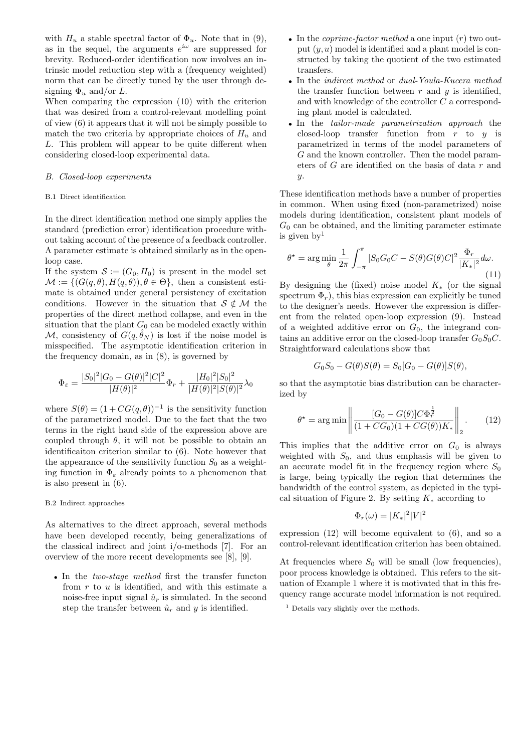with $H_u$ a stable spectral factor of $\Phi_u$. Note that in (9), as in the sequel, the arguments $e^{i\omega}$ are suppressed for brevity. Reduced-order identification now involves an intrinsic model reduction step with a (frequency weighted) norm that can be directly tuned by the user through designing $\Phi_u$ and/or $L$.

When comparing the expression (10) with the criterion that was desired from a control-relevant modelling point of view (6) it appears that it will not be simply possible to match the two criteria by appropriate choices of $H_u$ and $L$. This problem will appear to be quite different when considering closed-loop experimental data.

### B. Closed-loop experiments

#### B.1 Direct identification

In the direct identification method one simply applies the standard (prediction error) identification procedure without taking account of the presence of a feedback controller. A parameter estimate is obtained similarly as in the open-loop case.

If the system $\mathcal{S} := (G_0, H_0)$ is present in the model set $\mathcal{M} := \{(G(q,\theta), H(q,\theta)), \theta \in \Theta\}$, then a consistent estimate is obtained under general persistency of excitation conditions. However in the situation that $\mathcal{S} \notin \mathcal{M}$ the properties of the direct method collapse, and even in the situation that the plant $G_0$ can be modeled exactly within $\mathcal{M}$, consistency of $G(q, \hat{\theta}_N)$ is lost if the noise model is misspecified. The asymptotic identification criterion in the frequency domain, as in (8), is governed by

$$\Phi_\varepsilon = \frac{|S_0|^2|G_0 - G(\theta)|^2|C|^2}{|H(\theta)|^2}\Phi_r + \frac{|H_0|^2|S_0|^2}{|H(\theta)|^2|S(\theta)|^2}\lambda_0$$

where $S(\theta) = (1 + CG(q,\theta))^{-1}$ is the sensitivity function of the parametrized model. Due to the fact that the two terms in the right hand side of the expression above are coupled through $\theta$, it will not be possible to obtain an identificaiton criterion similar to (6). Note however that the appearance of the sensitivity function $S_0$ as a weighting function in $\Phi_\varepsilon$ already points to a phenomenon that is also present in (6).

#### B.2 Indirect approaches

As alternatives to the direct approach, several methods have been developed recently, being generalizations of the classical indirect and joint i/o-methods [7]. For an overview of the more recent developments see [8], [9].

- In the *two-stage method* first the transfer functon from $r$ to $u$ is identified, and with this estimate a noise-free input signal $\hat{u}_r$ is simulated. In the second step the transfer between $\hat{u}_r$ and $y$ is identified.
- In the *coprime-factor method* a one input ($r$) two output ($y, u$) model is identified and a plant model is constructed by taking the quotient of the two estimated transfers.
- In the *indirect method* or *dual-Youla-Kucera method* the transfer function between $r$ and $y$ is identified, and with knowledge of the controller $C$ a corresponding plant model is calculated.
- In the *tailor-made parametrization approach* the closed-loop transfer function from $r$ to $y$ is parametrized in terms of the model parameters of $G$ and the known controller. Then the model parameters of $G$ are identified on the basis of data $r$ and $y$.

These identification methods have a number of properties in common. When using fixed (non-parametrized) noise models during identification, consistent plant models of $G_0$ can be obtained, and the limiting parameter estimate is given by[1]

$$\theta^\star = \arg\min_\theta \frac{1}{2\pi}\int_{-\pi}^{\pi} |S_0 G_0 C - S(\theta)G(\theta)C|^2 \frac{\Phi_r}{|K_*|^2} d\omega. \tag{11}$$

By designing the (fixed) noise model $K_*$ (or the signal spectrum $\Phi_r$), this bias expression can explicitly be tuned to the designer's needs. However the expression is different from the related open-loop expression (9). Instead of a weighted additive error on $G_0$, the integrand contains an additive error on the closed-loop transfer $G_0 S_0 C$. Straightforward calculations show that

$$G_0 S_0 - G(\theta)S(\theta) = S_0[G_0 - G(\theta)]S(\theta),$$

so that the asymptotic bias distribution can be characterized by

$$\theta^\star = \arg\min \left\| \frac{[G_0 - G(\theta)]C\Phi_r^{\frac{1}{2}}}{(1 + CG_0)(1 + CG(\theta))K_*} \right\|_2. \tag{12}$$

This implies that the additive error on $G_0$ is always weighted with $S_0$, and thus emphasis will be given to an accurate model fit in the frequency region where $S_0$ is large, being typically the region that determines the bandwidth of the control system, as depicted in the typical situation of Figure 2. By setting $K_*$ according to

$$\Phi_r(\omega) = |K_*|^2|V|^2$$

expression (12) will become equivalent to (6), and so a control-relevant identification criterion has been obtained.

At frequencies where $S_0$ will be small (low frequencies), poor process knowledge is obtained. This refers to the situation of Example 1 where it is motivated that in this frequency range accurate model information is not required.

[1] Details vary slightly over the methods.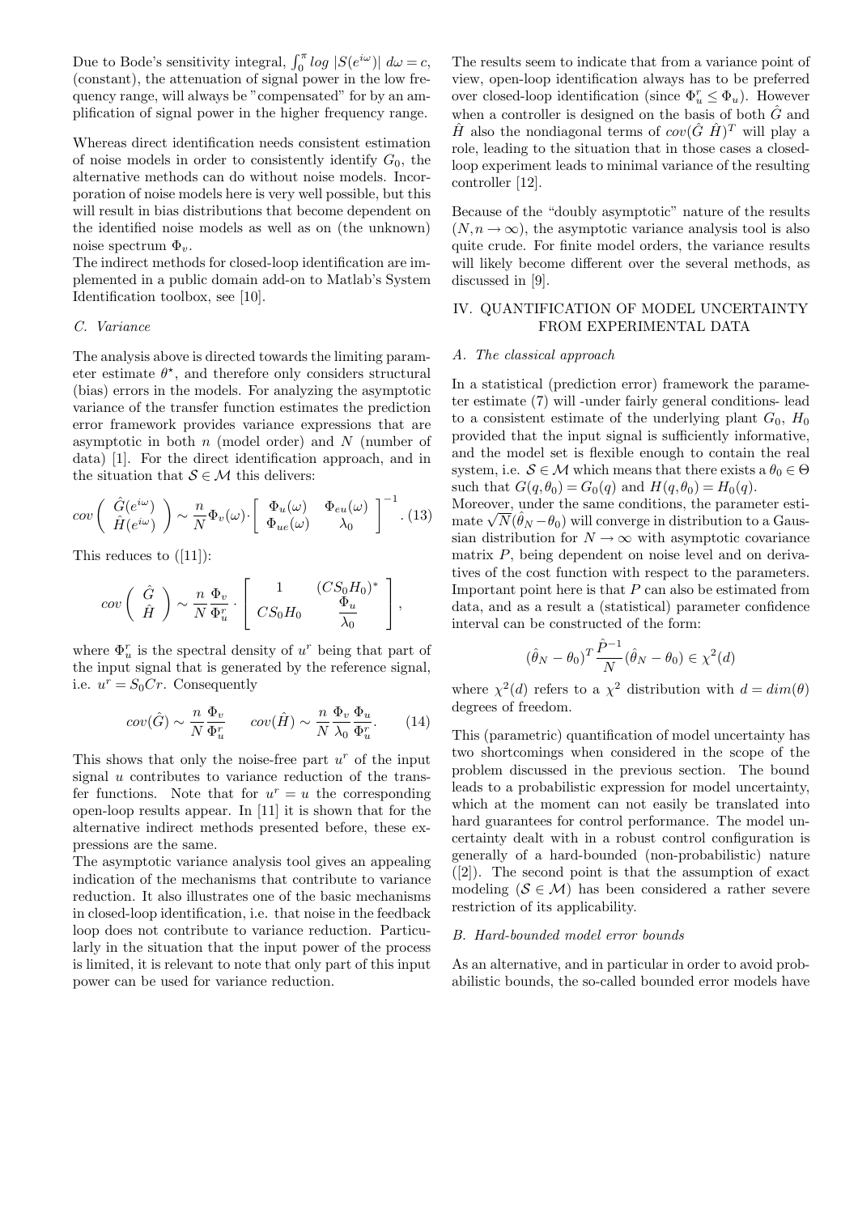Due to Bode's sensitivity integral, $\int_0^{\pi} log\ |S(e^{i\omega})|\ d\omega = c$, (constant), the attenuation of signal power in the low frequency range, will always be "compensated" for by an amplification of signal power in the higher frequency range.

Whereas direct identification needs consistent estimation of noise models in order to consistently identify $G_0$, the alternative methods can do without noise models. Incorporation of noise models here is very well possible, but this will result in bias distributions that become dependent on the identified noise models as well as on (the unknown) noise spectrum $\Phi_v$.

The indirect methods for closed-loop identification are implemented in a public domain add-on to Matlab's System Identification toolbox, see [10].

### C. Variance

The analysis above is directed towards the limiting parameter estimate $\theta^{\star}$, and therefore only considers structural (bias) errors in the models. For analyzing the asymptotic variance of the transfer function estimates the prediction error framework provides variance expressions that are asymptotic in both $n$ (model order) and $N$ (number of data) [1]. For the direct identification approach, and in the situation that $\mathcal{S} \in \mathcal{M}$ this delivers:

$$cov \left( \begin{array}{c} \hat{G}(e^{i\omega}) \\ \hat{H}(e^{i\omega}) \end{array} \right) \sim \frac{n}{N} \Phi_v(\omega) \cdot \left[ \begin{array}{cc} \Phi_u(\omega) & \Phi_{eu}(\omega) \\ \Phi_{ue}(\omega) & \lambda_0 \end{array} \right]^{-1}. \quad (13)$$

This reduces to ([11]):

$$cov \left( \begin{array}{c} \hat{G} \\ \hat{H} \end{array} \right) \sim \frac{n}{N} \frac{\Phi_v}{\Phi_u^r} \cdot \left[ \begin{array}{cc} 1 & (CS_0H_0)^* \\ CS_0H_0 & \dfrac{\Phi_u}{\lambda_0} \end{array} \right],$$

where $\Phi_u^r$ is the spectral density of $u^r$ being that part of the input signal that is generated by the reference signal, i.e. $u^r = S_0Cr$. Consequently

$$cov(\hat{G}) \sim \frac{n}{N} \frac{\Phi_v}{\Phi_u^r} \qquad cov(\hat{H}) \sim \frac{n}{N} \frac{\Phi_v}{\lambda_0} \frac{\Phi_u}{\Phi_u^r}. \quad (14)$$

This shows that only the noise-free part $u^r$ of the input signal $u$ contributes to variance reduction of the transfer functions. Note that for $u^r = u$ the corresponding open-loop results appear. In [11] it is shown that for the alternative indirect methods presented before, these expressions are the same.

The asymptotic variance analysis tool gives an appealing indication of the mechanisms that contribute to variance reduction. It also illustrates one of the basic mechanisms in closed-loop identification, i.e. that noise in the feedback loop does not contribute to variance reduction. Particularly in the situation that the input power of the process is limited, it is relevant to note that only part of this input power can be used for variance reduction.

The results seem to indicate that from a variance point of view, open-loop identification always has to be preferred over closed-loop identification (since $\Phi_u^r \leq \Phi_u$). However when a controller is designed on the basis of both $\hat{G}$ and $\hat{H}$ also the nondiagonal terms of $cov(\hat{G}\ \hat{H})^T$ will play a role, leading to the situation that in those cases a closed-loop experiment leads to minimal variance of the resulting controller [12].

Because of the "doubly asymptotic" nature of the results $(N, n \to \infty)$, the asymptotic variance analysis tool is also quite crude. For finite model orders, the variance results will likely become different over the several methods, as discussed in [9].

## IV. QUANTIFICATION OF MODEL UNCERTAINTY FROM EXPERIMENTAL DATA

### A. The classical approach

In a statistical (prediction error) framework the parameter estimate (7) will -under fairly general conditions- lead to a consistent estimate of the underlying plant $G_0$, $H_0$ provided that the input signal is sufficiently informative, and the model set is flexible enough to contain the real system, i.e. $\mathcal{S} \in \mathcal{M}$ which means that there exists a $\theta_0 \in \Theta$ such that $G(q, \theta_0) = G_0(q)$ and $H(q, \theta_0) = H_0(q)$.

Moreover, under the same conditions, the parameter estimate $\sqrt{N}(\hat{\theta}_N - \theta_0)$ will converge in distribution to a Gaussian distribution for $N \to \infty$ with asymptotic covariance matrix $P$, being dependent on noise level and on derivatives of the cost function with respect to the parameters. Important point here is that $P$ can also be estimated from data, and as a result a (statistical) parameter confidence interval can be constructed of the form:

$$(\hat{\theta}_N - \theta_0)^T \frac{\hat{P}^{-1}}{N} (\hat{\theta}_N - \theta_0) \in \chi^2(d)$$

where $\chi^2(d)$ refers to a $\chi^2$ distribution with $d = dim(\theta)$ degrees of freedom.

This (parametric) quantification of model uncertainty has two shortcomings when considered in the scope of the problem discussed in the previous section. The bound leads to a probabilistic expression for model uncertainty, which at the moment can not easily be translated into hard guarantees for control performance. The model uncertainty dealt with in a robust control configuration is generally of a hard-bounded (non-probabilistic) nature ([2]). The second point is that the assumption of exact modeling ($\mathcal{S} \in \mathcal{M}$) has been considered a rather severe restriction of its applicability.

### B. Hard-bounded model error bounds

As an alternative, and in particular in order to avoid probabilistic bounds, the so-called bounded error models have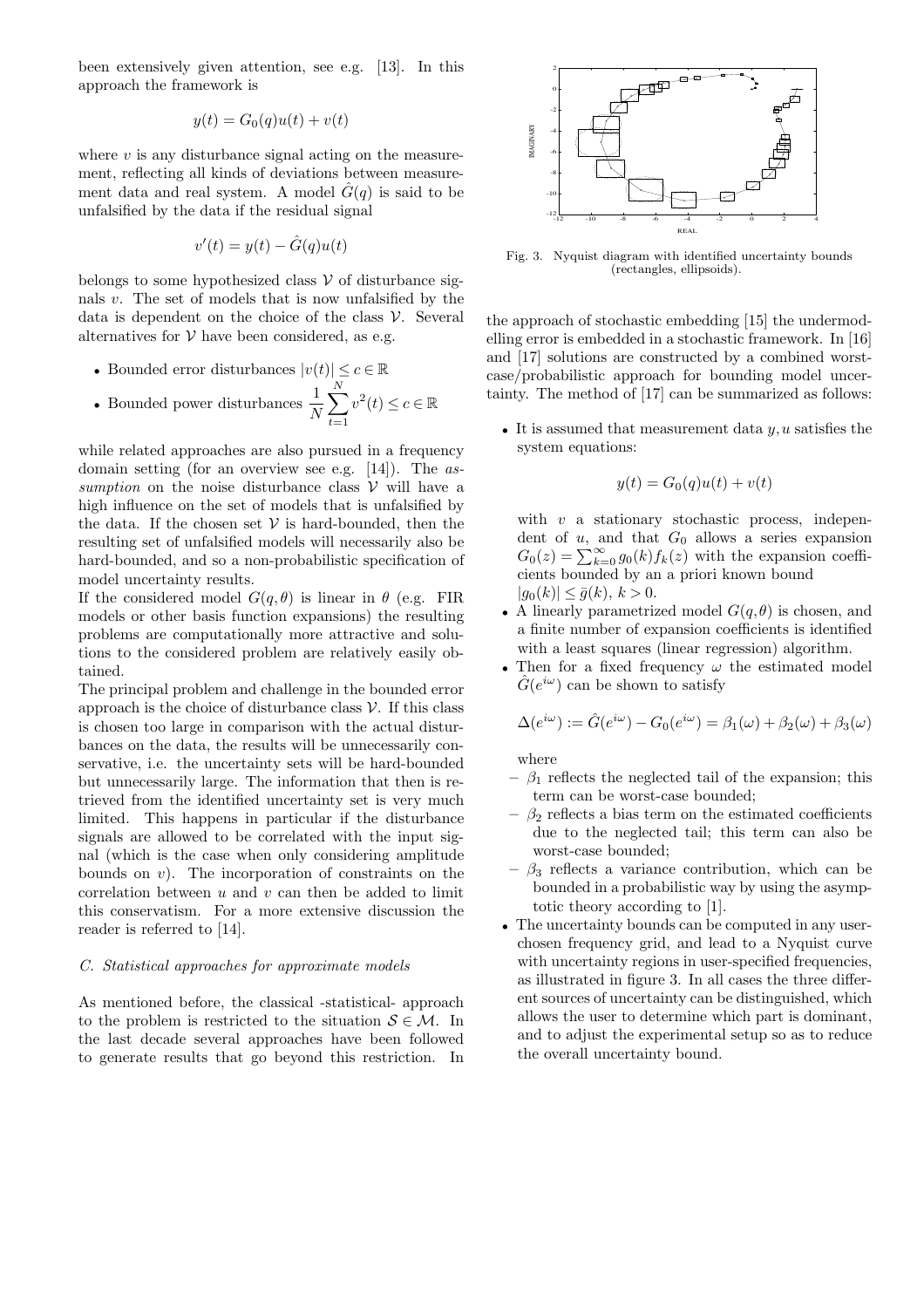been extensively given attention, see e.g. [13]. In this approach the framework is

$$y(t) = G_0(q)u(t) + v(t)$$

where $v$ is any disturbance signal acting on the measurement, reflecting all kinds of deviations between measurement data and real system. A model $\hat{G}(q)$ is said to be unfalsified by the data if the residual signal

$$v'(t) = y(t) - \hat{G}(q)u(t)$$

belongs to some hypothesized class $\mathcal{V}$ of disturbance signals $v$. The set of models that is now unfalsified by the data is dependent on the choice of the class $\mathcal{V}$. Several alternatives for $\mathcal{V}$ have been considered, as e.g.

- Bounded error disturbances $|v(t)| \leq c \in \mathbb{R}$
- Bounded power disturbances $\frac{1}{N}\sum_{t=1}^{N} v^2(t) \leq c \in \mathbb{R}$

while related approaches are also pursued in a frequency domain setting (for an overview see e.g. [14]). The *assumption* on the noise disturbance class $\mathcal{V}$ will have a high influence on the set of models that is unfalsified by the data. If the chosen set $\mathcal{V}$ is hard-bounded, then the resulting set of unfalsified models will necessarily also be hard-bounded, and so a non-probabilistic specification of model uncertainty results.

If the considered model $G(q, \theta)$ is linear in $\theta$ (e.g. FIR models or other basis function expansions) the resulting problems are computationally more attractive and solutions to the considered problem are relatively easily obtained.

The principal problem and challenge in the bounded error approach is the choice of disturbance class $\mathcal{V}$. If this class is chosen too large in comparison with the actual disturbances on the data, the results will be unnecessarily conservative, i.e. the uncertainty sets will be hard-bounded but unnecessarily large. The information that then is retrieved from the identified uncertainty set is very much limited. This happens in particular if the disturbance signals are allowed to be correlated with the input signal (which is the case when only considering amplitude bounds on $v$). The incorporation of constraints on the correlation between $u$ and $v$ can then be added to limit this conservatism. For a more extensive discussion the reader is referred to [14].

### C. Statistical approaches for approximate models

As mentioned before, the classical -statistical- approach to the problem is restricted to the situation $\mathcal{S} \in \mathcal{M}$. In the last decade several approaches have been followed to generate results that go beyond this restriction. In the approach of stochastic embedding [15] the undermodelling error is embedded in a stochastic framework. In [16] and [17] solutions are constructed by a combined worst-case/probabilistic approach for bounding model uncertainty. The method of [17] can be summarized as follows:

Fig. 3. Nyquist diagram with identified uncertainty bounds (rectangles, ellipsoids).

- It is assumed that measurement data $y, u$ satisfies the system equations:

  $$y(t) = G_0(q)u(t) + v(t)$$

  with $v$ a stationary stochastic process, independent of $u$, and that $G_0$ allows a series expansion $G_0(z) = \sum_{k=0}^{\infty} g_0(k) f_k(z)$ with the expansion coefficients bounded by an a priori known bound $|g_0(k)| \leq \bar{g}(k)$, $k > 0$.
- A linearly parametrized model $G(q, \theta)$ is chosen, and a finite number of expansion coefficients is identified with a least squares (linear regression) algorithm.
- Then for a fixed frequency $\omega$ the estimated model $\hat{G}(e^{i\omega})$ can be shown to satisfy

  $$\Delta(e^{i\omega}) := \hat{G}(e^{i\omega}) - G_0(e^{i\omega}) = \beta_1(\omega) + \beta_2(\omega) + \beta_3(\omega)$$

  where
  - $\beta_1$ reflects the neglected tail of the expansion; this term can be worst-case bounded;
  - $\beta_2$ reflects a bias term on the estimated coefficients due to the neglected tail; this term can also be worst-case bounded;
  - $\beta_3$ reflects a variance contribution, which can be bounded in a probabilistic way by using the asymptotic theory according to [1].
- The uncertainty bounds can be computed in any user-chosen frequency grid, and lead to a Nyquist curve with uncertainty regions in user-specified frequencies, as illustrated in figure 3. In all cases the three different sources of uncertainty can be distinguished, which allows the user to determine which part is dominant, and to adjust the experimental setup so as to reduce the overall uncertainty bound.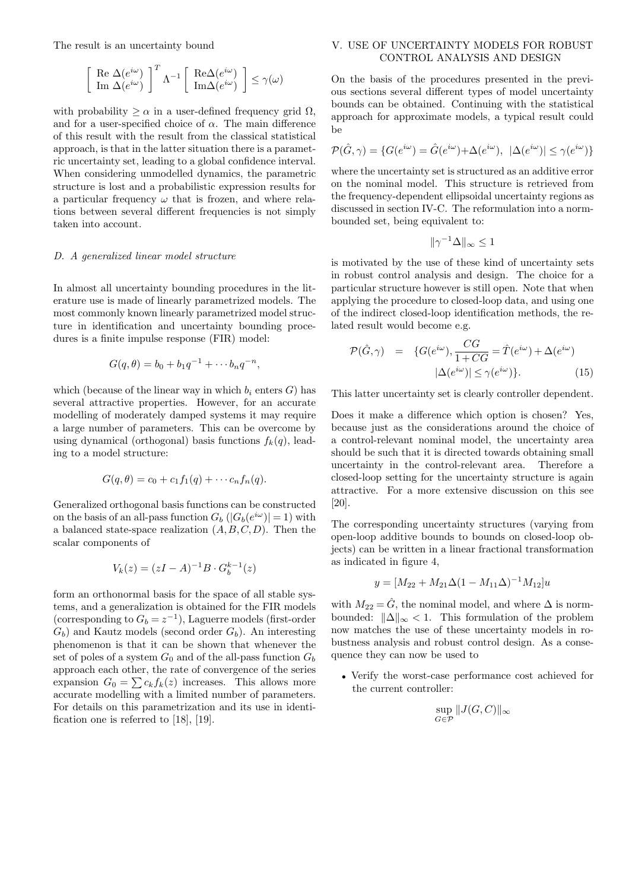The result is an uncertainty bound

$$\left[ \begin{array}{c} \text{Re } \Delta(e^{i\omega}) \\ \text{Im } \Delta(e^{i\omega}) \end{array} \right]^T \Lambda^{-1} \left[ \begin{array}{c} \text{Re}\Delta(e^{i\omega}) \\ \text{Im}\Delta(e^{i\omega}) \end{array} \right] \leq \gamma(\omega)$$

with probability $\geq \alpha$ in a user-defined frequency grid $\Omega$, and for a user-specified choice of $\alpha$. The main difference of this result with the result from the classical statistical approach, is that in the latter situation there is a parametric uncertainty set, leading to a global confidence interval. When considering unmodelled dynamics, the parametric structure is lost and a probabilistic expression results for a particular frequency $\omega$ that is frozen, and where relations between several different frequencies is not simply taken into account.

### D. A generalized linear model structure

In almost all uncertainty bounding procedures in the literature use is made of linearly parametrized models. The most commonly known linearly parametrized model structure in identification and uncertainty bounding procedures is a finite impulse response (FIR) model:

$$G(q, \theta) = b_0 + b_1 q^{-1} + \cdots b_n q^{-n},$$

which (because of the linear way in which $b_i$ enters $G$) has several attractive properties. However, for an accurate modelling of moderately damped systems it may require a large number of parameters. This can be overcome by using dynamical (orthogonal) basis functions $f_k(q)$, leading to a model structure:

$$G(q, \theta) = c_0 + c_1 f_1(q) + \cdots c_n f_n(q).$$

Generalized orthogonal basis functions can be constructed on the basis of an all-pass function $G_b$ ($|G_b(e^{i\omega})| = 1$) with a balanced state-space realization $(A, B, C, D)$. Then the scalar components of

$$V_k(z) = (zI - A)^{-1} B \cdot G_b^{k-1}(z)$$

form an orthonormal basis for the space of all stable systems, and a generalization is obtained for the FIR models (corresponding to $G_b = z^{-1}$), Laguerre models (first-order $G_b$) and Kautz models (second order $G_b$). An interesting phenomenon is that it can be shown that whenever the set of poles of a system $G_0$ and of the all-pass function $G_b$ approach each other, the rate of convergence of the series expansion $G_0 = \sum c_k f_k(z)$ increases. This allows more accurate modelling with a limited number of parameters. For details on this parametrization and its use in identification one is referred to [18], [19].

## V. Use of uncertainty models for robust control analysis and design

On the basis of the procedures presented in the previous sections several different types of model uncertainty bounds can be obtained. Continuing with the statistical approach for approximate models, a typical result could be

$$\mathcal{P}(\hat{G}, \gamma) = \{G(e^{i\omega}) = \hat{G}(e^{i\omega}) + \Delta(e^{i\omega}),\ |\Delta(e^{i\omega})| \leq \gamma(e^{i\omega})\}$$

where the uncertainty set is structured as an additive error on the nominal model. This structure is retrieved from the frequency-dependent ellipsoidal uncertainty regions as discussed in section IV-C. The reformulation into a norm-bounded set, being equivalent to:

$$\|\gamma^{-1}\Delta\|_\infty \leq 1$$

is motivated by the use of these kind of uncertainty sets in robust control analysis and design. The choice for a particular structure however is still open. Note that when applying the procedure to closed-loop data, and using one of the indirect closed-loop identification methods, the related result would become e.g.

$$\begin{aligned} \mathcal{P}(\hat{G}, \gamma) \quad = \quad & \{G(e^{i\omega}), \frac{CG}{1 + CG} = \hat{T}(e^{i\omega}) + \Delta(e^{i\omega}) \\ & |\Delta(e^{i\omega})| \leq \gamma(e^{i\omega})\}. \end{aligned} \tag{15}$$

This latter uncertainty set is clearly controller dependent.

Does it make a difference which option is chosen? Yes, because just as the considerations around the choice of a control-relevant nominal model, the uncertainty area should be such that it is directed towards obtaining small uncertainty in the control-relevant area. Therefore a closed-loop setting for the uncertainty structure is again attractive. For a more extensive discussion on this see [20].

The corresponding uncertainty structures (varying from open-loop additive bounds to bounds on closed-loop objects) can be written in a linear fractional transformation as indicated in figure 4,

$$y = [M_{22} + M_{21}\Delta(1 - M_{11}\Delta)^{-1} M_{12}]u$$

with $M_{22} = \hat{G}$, the nominal model, and where $\Delta$ is norm-bounded: $\|\Delta\|_\infty < 1$. This formulation of the problem now matches the use of these uncertainty models in robustness analysis and robust control design. As a consequence they can now be used to

- Verify the worst-case performance cost achieved for the current controller:

$$\sup_{G \in \mathcal{P}} \|J(G, C)\|_\infty$$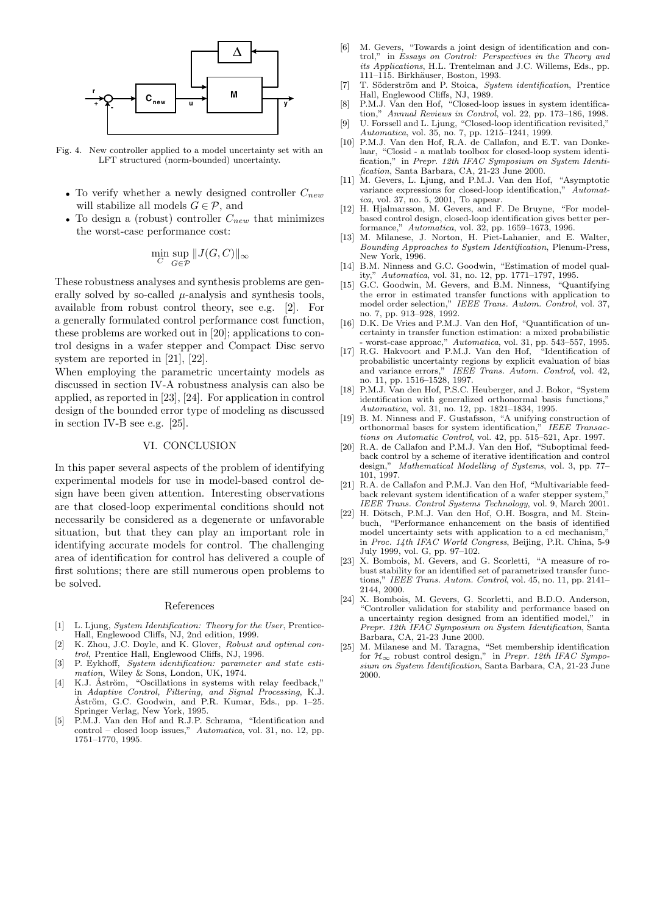Δ

r

+

-

C_new

u

M

y

Fig. 4. New controller applied to a model uncertainty set with an LFT structured (norm-bounded) uncertainty.

- To verify whether a newly designed controller $C_{new}$ will stabilize all models $G \in \mathcal{P}$, and
- To design a (robust) controller $C_{new}$ that minimizes the worst-case performance cost:

$$\min_{C} \sup_{G \in \mathcal{P}} \|J(G, C)\|_{\infty}$$

These robustness analyses and synthesis problems are generally solved by so-called $\mu$-analysis and synthesis tools, available from robust control theory, see e.g. [2]. For a generally formulated control performance cost function, these problems are worked out in [20]; applications to control designs in a wafer stepper and Compact Disc servo system are reported in [21], [22].

When employing the parametric uncertainty models as discussed in section IV-A robustness analysis can also be applied, as reported in [23], [24]. For application in control design of the bounded error type of modeling as discussed in section IV-B see e.g. [25].

## VI. Conclusion

In this paper several aspects of the problem of identifying experimental models for use in model-based control design have been given attention. Interesting observations are that closed-loop experimental conditions should not necessarily be considered as a degenerate or unfavorable situation, but that they can play an important role in identifying accurate models for control. The challenging area of identification for control has delivered a couple of first solutions; there are still numerous open problems to be solved.

## References

[1] L. Ljung, *System Identification: Theory for the User*, Prentice-Hall, Englewood Cliffs, NJ, 2nd edition, 1999.

[2] K. Zhou, J.C. Doyle, and K. Glover, *Robust and optimal control*, Prentice Hall, Englewood Cliffs, NJ, 1996.

[3] P. Eykhoff, *System identification: parameter and state estimation*, Wiley & Sons, London, UK, 1974.

[4] K.J. Åström, "Oscillations in systems with relay feedback," in *Adaptive Control, Filtering, and Signal Processing*, K.J. Åström, G.C. Goodwin, and P.R. Kumar, Eds., pp. 1–25. Springer Verlag, New York, 1995.

[5] P.M.J. Van den Hof and R.J.P. Schrama, "Identification and control – closed loop issues," *Automatica*, vol. 31, no. 12, pp. 1751–1770, 1995.

[6] M. Gevers, "Towards a joint design of identification and control," in *Essays on Control: Perspectives in the Theory and its Applications*, H.L. Trentelman and J.C. Willems, Eds., pp. 111–115. Birkhäuser, Boston, 1993.

[7] T. Söderström and P. Stoica, *System identification*, Prentice Hall, Englewood Cliffs, NJ, 1989.

[8] P.M.J. Van den Hof, "Closed-loop issues in system identification," *Annual Reviews in Control*, vol. 22, pp. 173–186, 1998.

[9] U. Forssell and L. Ljung, "Closed-loop identification revisited," *Automatica*, vol. 35, no. 7, pp. 1215–1241, 1999.

[10] P.M.J. Van den Hof, R.A. de Callafon, and E.T. van Donkelaar, "Closid - a matlab toolbox for closed-loop system identification," in *Prepr. 12th IFAC Symposium on System Identification*, Santa Barbara, CA, 21-23 June 2000.

[11] M. Gevers, L. Ljung, and P.M.J. Van den Hof, "Asymptotic variance expressions for closed-loop identification," *Automatica*, vol. 37, no. 5, 2001, To appear.

[12] H. Hjalmarsson, M. Gevers, and F. De Bruyne, "For model-based control design, closed-loop identification gives better performance," *Automatica*, vol. 32, pp. 1659–1673, 1996.

[13] M. Milanese, J. Norton, H. Piet-Lahanier, and E. Walter, *Bounding Approaches to System Identification*, Plenum-Press, New York, 1996.

[14] B.M. Ninness and G.C. Goodwin, "Estimation of model quality," *Automatica*, vol. 31, no. 12, pp. 1771–1797, 1995.

[15] G.C. Goodwin, M. Gevers, and B.M. Ninness, "Quantifying the error in estimated transfer functions with application to model order selection," *IEEE Trans. Autom. Control*, vol. 37, no. 7, pp. 913–928, 1992.

[16] D.K. De Vries and P.M.J. Van den Hof, "Quantification of uncertainty in transfer function estimation: a mixed probabilistic - worst-case approac," *Automatica*, vol. 31, pp. 543–557, 1995.

[17] R.G. Hakvoort and P.M.J. Van den Hof, "Identification of probabilistic uncertainty regions by explicit evaluation of bias and variance errors," *IEEE Trans. Autom. Control*, vol. 42, no. 11, pp. 1516–1528, 1997.

[18] P.M.J. Van den Hof, P.S.C. Heuberger, and J. Bokor, "System identification with generalized orthonormal basis functions," *Automatica*, vol. 31, no. 12, pp. 1821–1834, 1995.

[19] B. M. Ninness and F. Gustafsson, "A unifying construction of orthonormal bases for system identification," *IEEE Transactions on Automatic Control*, vol. 42, pp. 515–521, Apr. 1997.

[20] R.A. de Callafon and P.M.J. Van den Hof, "Suboptimal feedback control by a scheme of iterative identification and control design," *Mathematical Modelling of Systems*, vol. 3, pp. 77–101, 1997.

[21] R.A. de Callafon and P.M.J. Van den Hof, "Multivariable feedback relevant system identification of a wafer stepper system," *IEEE Trans. Control Systems Technology*, vol. 9, March 2001.

[22] H. Dötsch, P.M.J. Van den Hof, O.H. Bosgra, and M. Steinbuch, "Performance enhancement on the basis of identified model uncertainty sets with application to a cd mechanism," in *Proc. 14th IFAC World Congress*, Beijing, P.R. China, 5-9 July 1999, vol. G, pp. 97–102.

[23] X. Bombois, M. Gevers, and G. Scorletti, "A measure of robust stability for an identified set of parametrized transfer functions," *IEEE Trans. Autom. Control*, vol. 45, no. 11, pp. 2141–2144, 2000.

[24] X. Bombois, M. Gevers, G. Scorletti, and B.D.O. Anderson, "Controller validation for stability and performance based on a uncertainty region designed from an identified model," in *Prepr. 12th IFAC Symposium on System Identification*, Santa Barbara, CA, 21-23 June 2000.

[25] M. Milanese and M. Taragna, "Set membership identification for $\mathcal{H}_\infty$ robust control design," in *Prepr. 12th IFAC Symposium on System Identification*, Santa Barbara, CA, 21-23 June 2000.